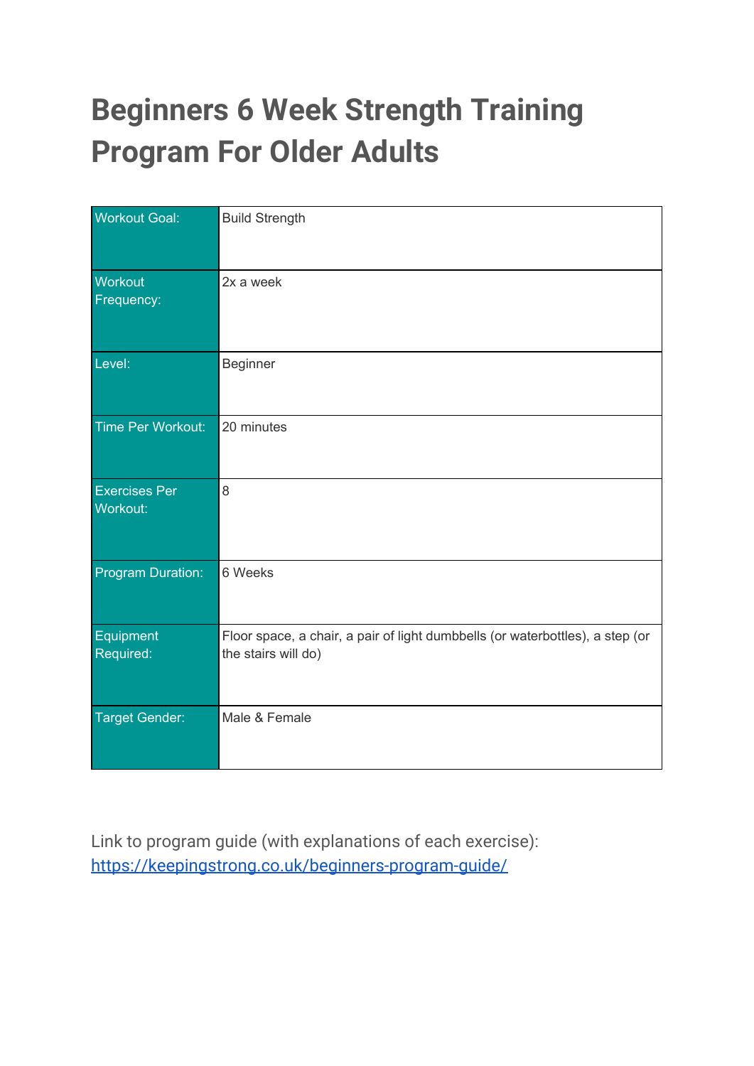# Beginners 6 Week Strength Training Program For Older Adults

| | |
|---|---|
| Workout Goal: | Build Strength |
| Workout Frequency: | 2x a week |
| Level: | Beginner |
| Time Per Workout: | 20 minutes |
| Exercises Per Workout: | 8 |
| Program Duration: | 6 Weeks |
| Equipment Required: | Floor space, a chair, a pair of light dumbbells (or waterbottles), a step (or the stairs will do) |
| Target Gender: | Male & Female |

Link to program guide (with explanations of each exercise): [https://keepingstrong.co.uk/beginners-program-guide/](https://keepingstrong.co.uk/beginners-program-guide/)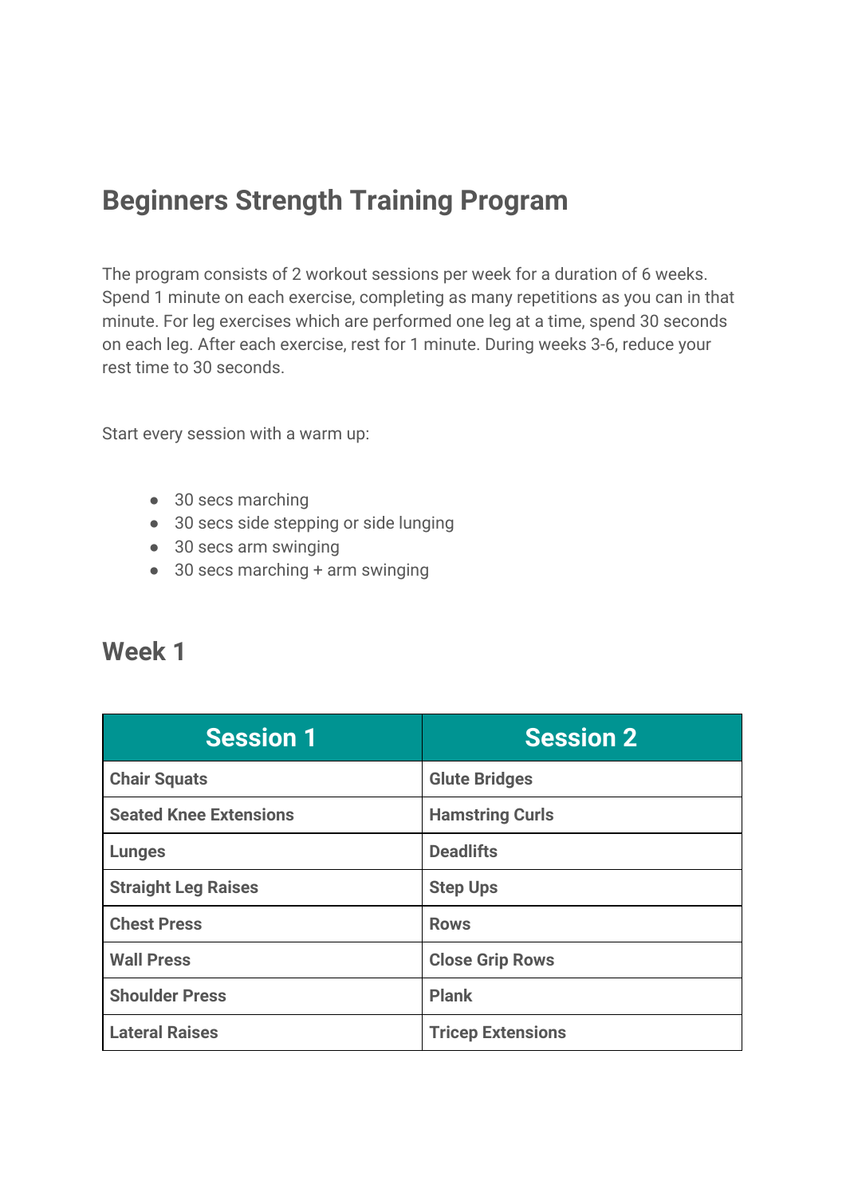# Beginners Strength Training Program

The program consists of 2 workout sessions per week for a duration of 6 weeks. Spend 1 minute on each exercise, completing as many repetitions as you can in that minute. For leg exercises which are performed one leg at a time, spend 30 seconds on each leg. After each exercise, rest for 1 minute. During weeks 3-6, reduce your rest time to 30 seconds.

Start every session with a warm up:

- 30 secs marching
- 30 secs side stepping or side lunging
- 30 secs arm swinging
- 30 secs marching + arm swinging

## Week 1

| Session 1 | Session 2 |
| --- | --- |
| **Chair Squats** | **Glute Bridges** |
| **Seated Knee Extensions** | **Hamstring Curls** |
| **Lunges** | **Deadlifts** |
| **Straight Leg Raises** | **Step Ups** |
| **Chest Press** | **Rows** |
| **Wall Press** | **Close Grip Rows** |
| **Shoulder Press** | **Plank** |
| **Lateral Raises** | **Tricep Extensions** |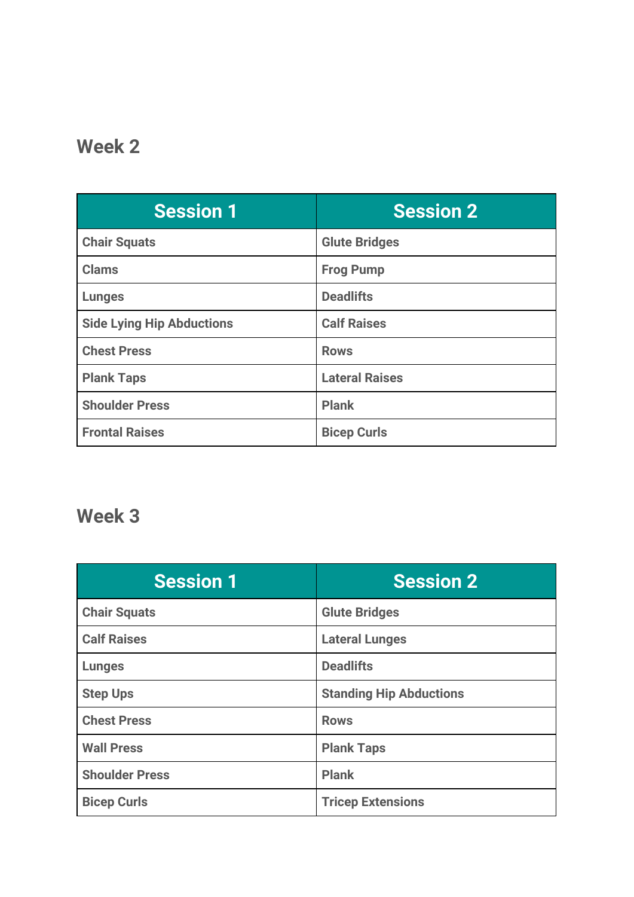## Week 2

| Session 1 | Session 2 |
|---|---|
| Chair Squats | Glute Bridges |
| Clams | Frog Pump |
| Lunges | Deadlifts |
| Side Lying Hip Abductions | Calf Raises |
| Chest Press | Rows |
| Plank Taps | Lateral Raises |
| Shoulder Press | Plank |
| Frontal Raises | Bicep Curls |

## Week 3

| Session 1 | Session 2 |
|---|---|
| Chair Squats | Glute Bridges |
| Calf Raises | Lateral Lunges |
| Lunges | Deadlifts |
| Step Ups | Standing Hip Abductions |
| Chest Press | Rows |
| Wall Press | Plank Taps |
| Shoulder Press | Plank |
| Bicep Curls | Tricep Extensions |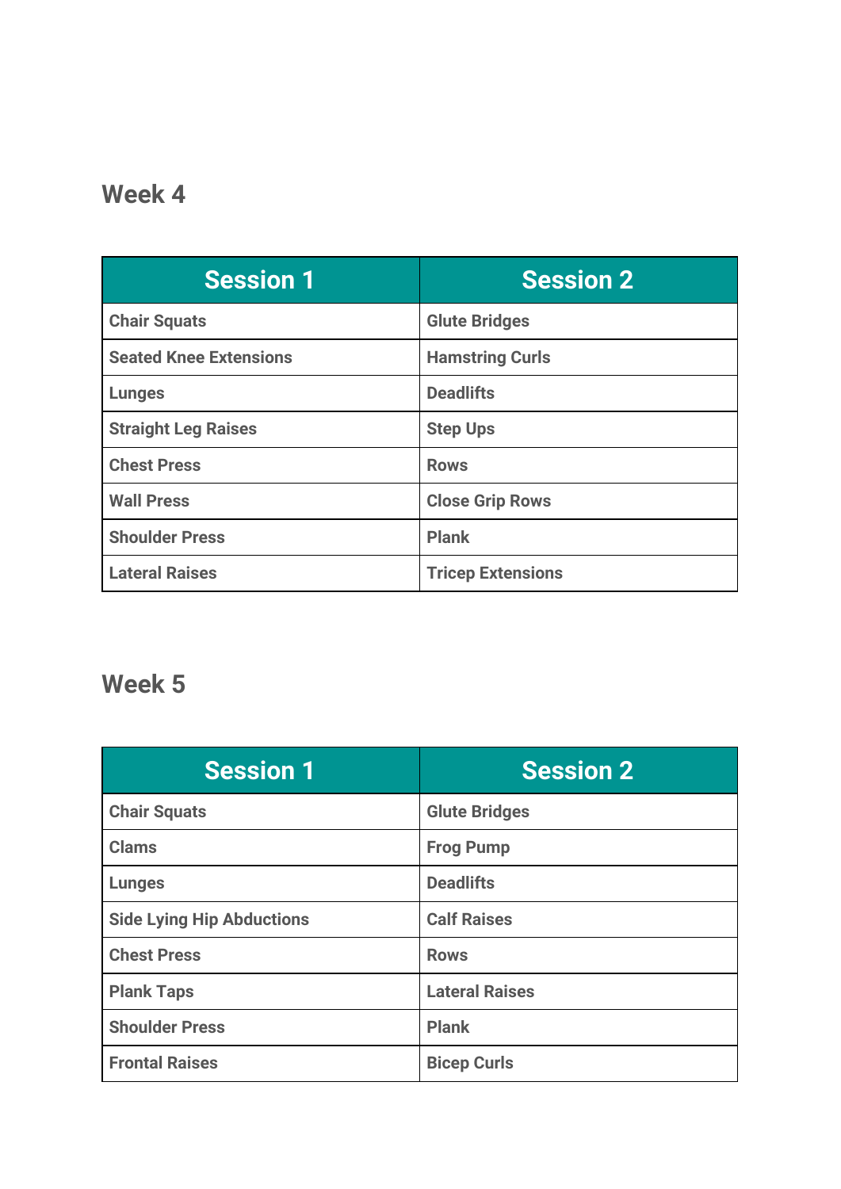## Week 4

| Session 1 | Session 2 |
| --- | --- |
| Chair Squats | Glute Bridges |
| Seated Knee Extensions | Hamstring Curls |
| Lunges | Deadlifts |
| Straight Leg Raises | Step Ups |
| Chest Press | Rows |
| Wall Press | Close Grip Rows |
| Shoulder Press | Plank |
| Lateral Raises | Tricep Extensions |

## Week 5

| Session 1 | Session 2 |
| --- | --- |
| Chair Squats | Glute Bridges |
| Clams | Frog Pump |
| Lunges | Deadlifts |
| Side Lying Hip Abductions | Calf Raises |
| Chest Press | Rows |
| Plank Taps | Lateral Raises |
| Shoulder Press | Plank |
| Frontal Raises | Bicep Curls |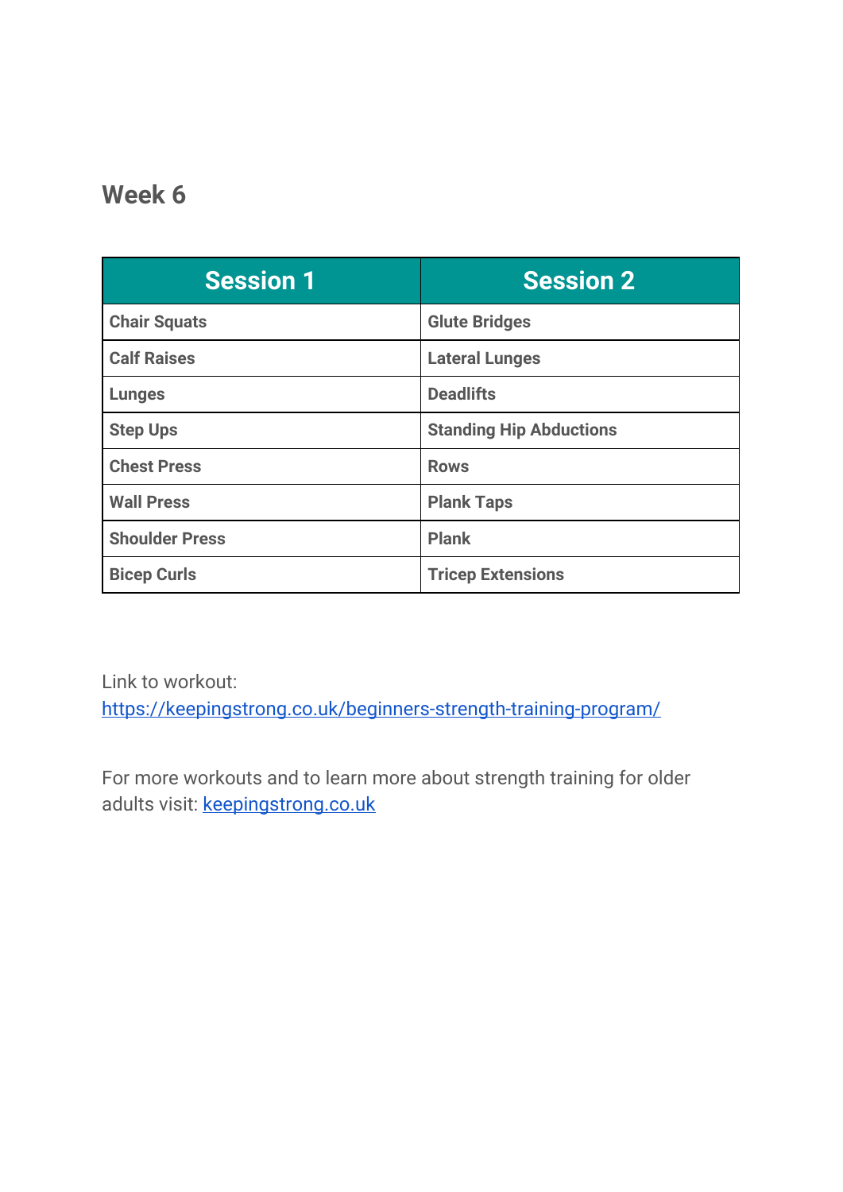## Week 6

| Session 1 | Session 2 |
| --- | --- |
| **Chair Squats** | **Glute Bridges** |
| **Calf Raises** | **Lateral Lunges** |
| **Lunges** | **Deadlifts** |
| **Step Ups** | **Standing Hip Abductions** |
| **Chest Press** | **Rows** |
| **Wall Press** | **Plank Taps** |
| **Shoulder Press** | **Plank** |
| **Bicep Curls** | **Tricep Extensions** |

Link to workout:
[https://keepingstrong.co.uk/beginners-strength-training-program/](https://keepingstrong.co.uk/beginners-strength-training-program/)

For more workouts and to learn more about strength training for older adults visit: [keepingstrong.co.uk](https://keepingstrong.co.uk)